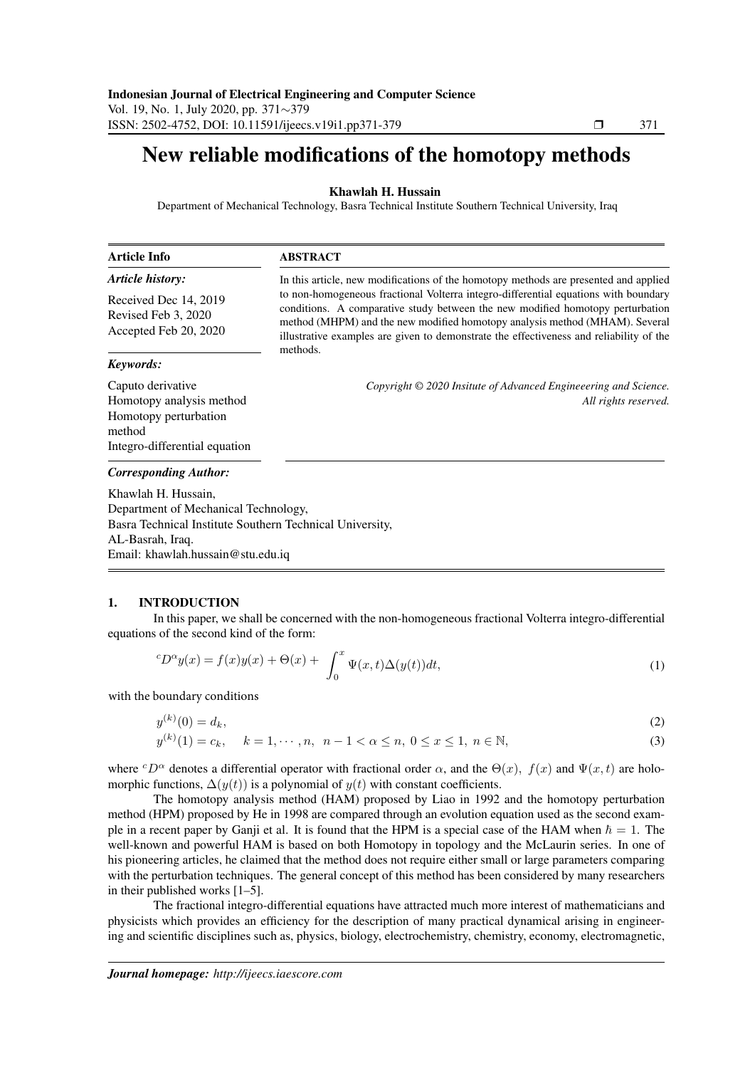# New reliable modifications of the homotopy methods

**Khawlah H. Hussain**

Department of Mechanical Technology, Basra Technical Institute Southern Technical University, Iraq

**Article Info**

***Article history:***

Received Dec 14, 2019
Revised Feb 3, 2020
Accepted Feb 20, 2020

***Keywords:***

Caputo derivative
Homotopy analysis method
Homotopy perturbation method
Integro-differential equation

**ABSTRACT**

In this article, new modifications of the homotopy methods are presented and applied to non-homogeneous fractional Volterra integro-differential equations with boundary conditions. A comparative study between the new modified homotopy perturbation method (MHPM) and the new modified homotopy analysis method (MHAM). Several illustrative examples are given to demonstrate the effectiveness and reliability of the methods.

*Copyright © 2020 Insitute of Advanced Engineering and Science. All rights reserved.*

***Corresponding Author:***

Khawlah H. Hussain,
Department of Mechanical Technology,
Basra Technical Institute Southern Technical University,
AL-Basrah, Iraq.
Email: khawlah.hussain@stu.edu.iq

## 1. INTRODUCTION

In this paper, we shall be concerned with the non-homogeneous fractional Volterra integro-differential equations of the second kind of the form:

$$
{}^{c}D^{\alpha}y(x) = f(x)y(x) + \Theta(x) + \int_{0}^{x} \Psi(x,t)\Delta(y(t))dt, \tag{1}
$$

with the boundary conditions

$$
y^{(k)}(0) = d_k, \tag{2}
$$

$$
y^{(k)}(1) = c_k, \quad k = 1, \cdots, n, \; n-1 < \alpha \leq n, \; 0 \leq x \leq 1, \; n \in \mathbb{N}, \tag{3}
$$

where ${}^{c}D^{\alpha}$ denotes a differential operator with fractional order $\alpha$, and the $\Theta(x)$, $f(x)$ and $\Psi(x,t)$ are holomorphic functions, $\Delta(y(t))$ is a polynomial of $y(t)$ with constant coefficients.

The homotopy analysis method (HAM) proposed by Liao in 1992 and the homotopy perturbation method (HPM) proposed by He in 1998 are compared through an evolution equation used as the second example in a recent paper by Ganji et al. It is found that the HPM is a special case of the HAM when $\hbar = 1$. The well-known and powerful HAM is based on both Homotopy in topology and the McLaurin series. In one of his pioneering articles, he claimed that the method does not require either small or large parameters comparing with the perturbation techniques. The general concept of this method has been considered by many researchers in their published works [1–5].

The fractional integro-differential equations have attracted much more interest of mathematicians and physicists which provides an efficiency for the description of many practical dynamical arising in engineering and scientific disciplines such as, physics, biology, electrochemistry, chemistry, economy, electromagnetic,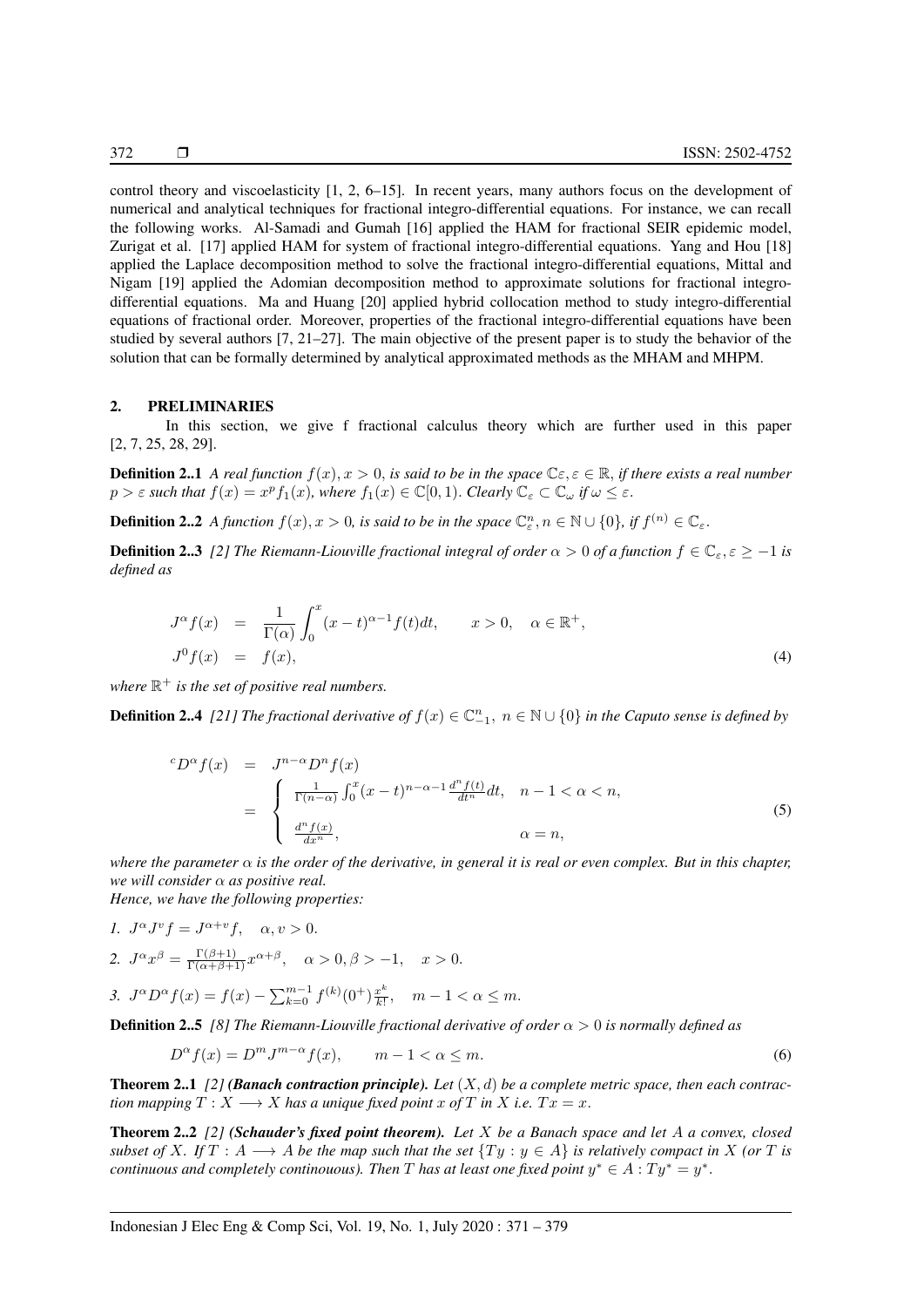control theory and viscoelasticity [1, 2, 6–15]. In recent years, many authors focus on the development of numerical and analytical techniques for fractional integro-differential equations. For instance, we can recall the following works. Al-Samadi and Gumah [16] applied the HAM for fractional SEIR epidemic model, Zurigat et al. [17] applied HAM for system of fractional integro-differential equations. Yang and Hou [18] applied the Laplace decomposition method to solve the fractional integro-differential equations, Mittal and Nigam [19] applied the Adomian decomposition method to approximate solutions for fractional integro-differential equations. Ma and Huang [20] applied hybrid collocation method to study integro-differential equations of fractional order. Moreover, properties of the fractional integro-differential equations have been studied by several authors [7, 21–27]. The main objective of the present paper is to study the behavior of the solution that can be formally determined by analytical approximated methods as the MHAM and MHPM.

## 2. PRELIMINARIES

In this section, we give f fractional calculus theory which are further used in this paper [2, 7, 25, 28, 29].

**Definition 2..1** *A real function $f(x), x > 0$, is said to be in the space $\mathbb{C}\varepsilon, \varepsilon \in \mathbb{R}$, if there exists a real number $p > \varepsilon$ such that $f(x) = x^p f_1(x)$, where $f_1(x) \in \mathbb{C}[0, 1)$. Clearly $\mathbb{C}_\varepsilon \subset \mathbb{C}_\omega$ if $\omega \leq \varepsilon$.*

**Definition 2..2** *A function $f(x), x > 0$, is said to be in the space $\mathbb{C}^n_\varepsilon, n \in \mathbb{N} \cup \{0\}$, if $f^{(n)} \in \mathbb{C}_\varepsilon$.*

**Definition 2..3** *[2] The Riemann-Liouville fractional integral of order $\alpha > 0$ of a function $f \in \mathbb{C}_\varepsilon, \varepsilon \geq -1$ is defined as*

$$
\begin{aligned}
J^\alpha f(x) &= \frac{1}{\Gamma(\alpha)} \int_0^x (x-t)^{\alpha-1} f(t) dt, \qquad x > 0, \quad \alpha \in \mathbb{R}^+, \\
J^0 f(x) &= f(x),
\end{aligned}
\tag{4}
$$

*where $\mathbb{R}^+$ is the set of positive real numbers.*

**Definition 2..4** *[21] The fractional derivative of $f(x) \in \mathbb{C}^n_{-1},\ n \in \mathbb{N} \cup \{0\}$ in the Caputo sense is defined by*

$$
\begin{aligned}
{}^cD^\alpha f(x) &= J^{n-\alpha} D^n f(x) \\
&= \begin{cases} \frac{1}{\Gamma(n-\alpha)} \int_0^x (x-t)^{n-\alpha-1} \frac{d^n f(t)}{dt^n} dt, & n-1 < \alpha < n, \\ \frac{d^n f(x)}{dx^n}, & \alpha = n, \end{cases}
\end{aligned}
\tag{5}
$$

*where the parameter $\alpha$ is the order of the derivative, in general it is real or even complex. But in this chapter, we will consider $\alpha$ as positive real.*
*Hence, we have the following properties:*

1. $J^\alpha J^v f = J^{\alpha+v} f, \quad \alpha, v > 0.$
2. $J^\alpha x^\beta = \frac{\Gamma(\beta+1)}{\Gamma(\alpha+\beta+1)} x^{\alpha+\beta}, \quad \alpha > 0, \beta > -1, \quad x > 0.$
3. $J^\alpha D^\alpha f(x) = f(x) - \sum_{k=0}^{m-1} f^{(k)}(0^+) \frac{x^k}{k!}, \quad m-1 < \alpha \leq m.$

**Definition 2..5** *[8] The Riemann-Liouville fractional derivative of order $\alpha > 0$ is normally defined as*

$$
D^\alpha f(x) = D^m J^{m-\alpha} f(x), \qquad m-1 < \alpha \leq m. \tag{6}
$$

**Theorem 2..1** *[2] **(Banach contraction principle).** Let $(X, d)$ be a complete metric space, then each contraction mapping $T : X \longrightarrow X$ has a unique fixed point $x$ of $T$ in $X$ i.e. $Tx = x$.*

**Theorem 2..2** *[2] **(Schauder's fixed point theorem).** Let $X$ be a Banach space and let $A$ a convex, closed subset of $X$. If $T : A \longrightarrow A$ be the map such that the set $\{Ty : y \in A\}$ is relatively compact in $X$ (or $T$ is continuous and completely continouous). Then $T$ has at least one fixed point $y^* \in A : Ty^* = y^*$.*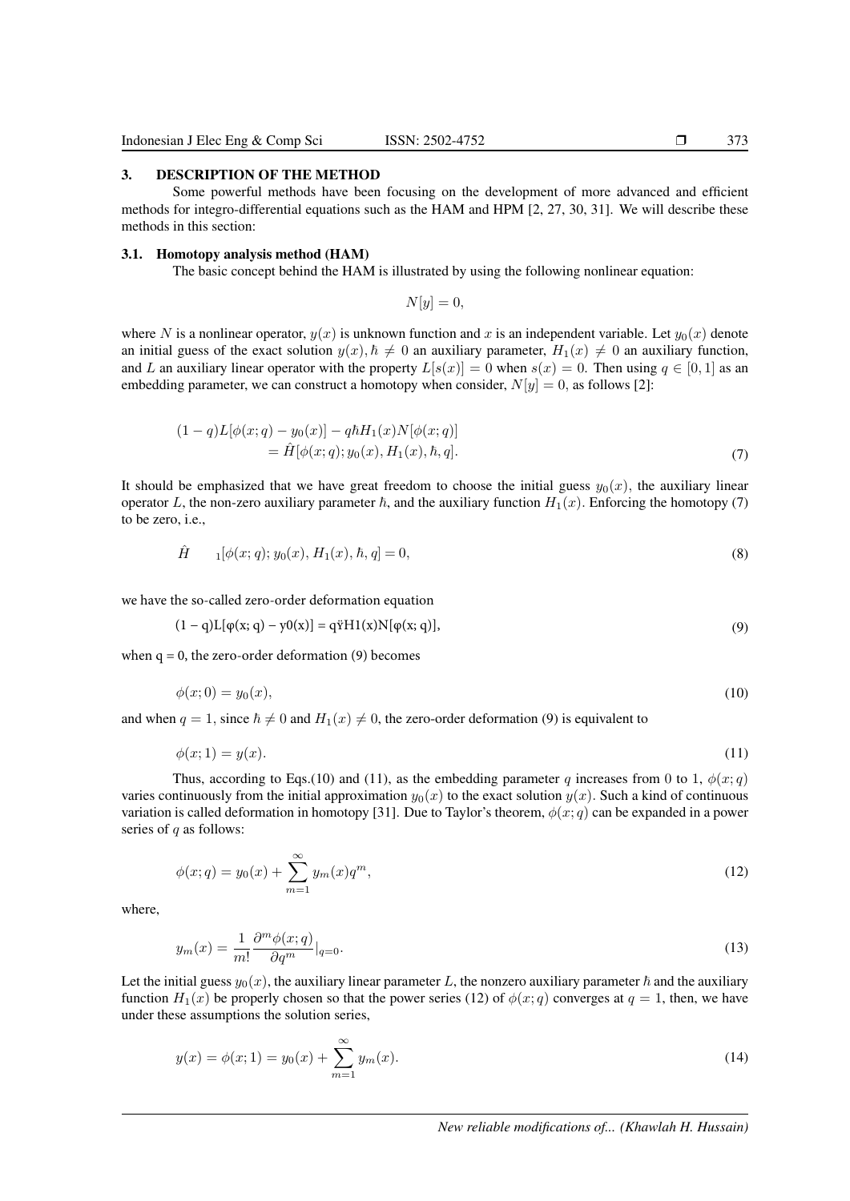## 3. DESCRIPTION OF THE METHOD

Some powerful methods have been focusing on the development of more advanced and efficient methods for integro-differential equations such as the HAM and HPM [2, 27, 30, 31]. We will describe these methods in this section:

### 3.1. Homotopy analysis method (HAM)

The basic concept behind the HAM is illustrated by using the following nonlinear equation:

$$N[y] = 0,$$

where $N$ is a nonlinear operator, $y(x)$ is unknown function and $x$ is an independent variable. Let $y_0(x)$ denote an initial guess of the exact solution $y(x), \hbar \neq 0$ an auxiliary parameter, $H_1(x) \neq 0$ an auxiliary function, and $L$ an auxiliary linear operator with the property $L[s(x)] = 0$ when $s(x) = 0$. Then using $q \in [0, 1]$ as an embedding parameter, we can construct a homotopy when consider, $N[y] = 0$, as follows [2]:

$$\begin{aligned}(1-q)L[\phi(x;q) - y_0(x)] - q\hbar H_1(x)N[\phi(x;q)] \\ = \hat{H}[\phi(x;q); y_0(x), H_1(x), \hbar, q].\end{aligned} \tag{7}$$

It should be emphasized that we have great freedom to choose the initial guess $y_0(x)$, the auxiliary linear operator $L$, the non-zero auxiliary parameter $\hbar$, and the auxiliary function $H_1(x)$. Enforcing the homotopy (7) to be zero, i.e.,

$$\hat{H} \quad {}_1[\phi(x;q); y_0(x), H_1(x), \hbar, q] = 0, \tag{8}$$

we have the so-called zero-order deformation equation

$$(1 - q)L[\varphi(x; q) - y0(x)] = q\ddot{y}H1(x)N[\varphi(x; q)], \tag{9}$$

when q = 0, the zero-order deformation (9) becomes

$$\phi(x; 0) = y_0(x), \tag{10}$$

and when $q = 1$, since $\hbar \neq 0$ and $H_1(x) \neq 0$, the zero-order deformation (9) is equivalent to

$$\phi(x; 1) = y(x). \tag{11}$$

Thus, according to Eqs.(10) and (11), as the embedding parameter $q$ increases from 0 to 1, $\phi(x; q)$ varies continuously from the initial approximation $y_0(x)$ to the exact solution $y(x)$. Such a kind of continuous variation is called deformation in homotopy [31]. Due to Taylor's theorem, $\phi(x; q)$ can be expanded in a power series of $q$ as follows:

$$\phi(x; q) = y_0(x) + \sum_{m=1}^{\infty} y_m(x)q^m, \tag{12}$$

where,

$$y_m(x) = \frac{1}{m!}\frac{\partial^m \phi(x; q)}{\partial q^m}|_{q=0}. \tag{13}$$

Let the initial guess $y_0(x)$, the auxiliary linear parameter $L$, the nonzero auxiliary parameter $\hbar$ and the auxiliary function $H_1(x)$ be properly chosen so that the power series (12) of $\phi(x; q)$ converges at $q = 1$, then, we have under these assumptions the solution series,

$$y(x) = \phi(x; 1) = y_0(x) + \sum_{m=1}^{\infty} y_m(x). \tag{14}$$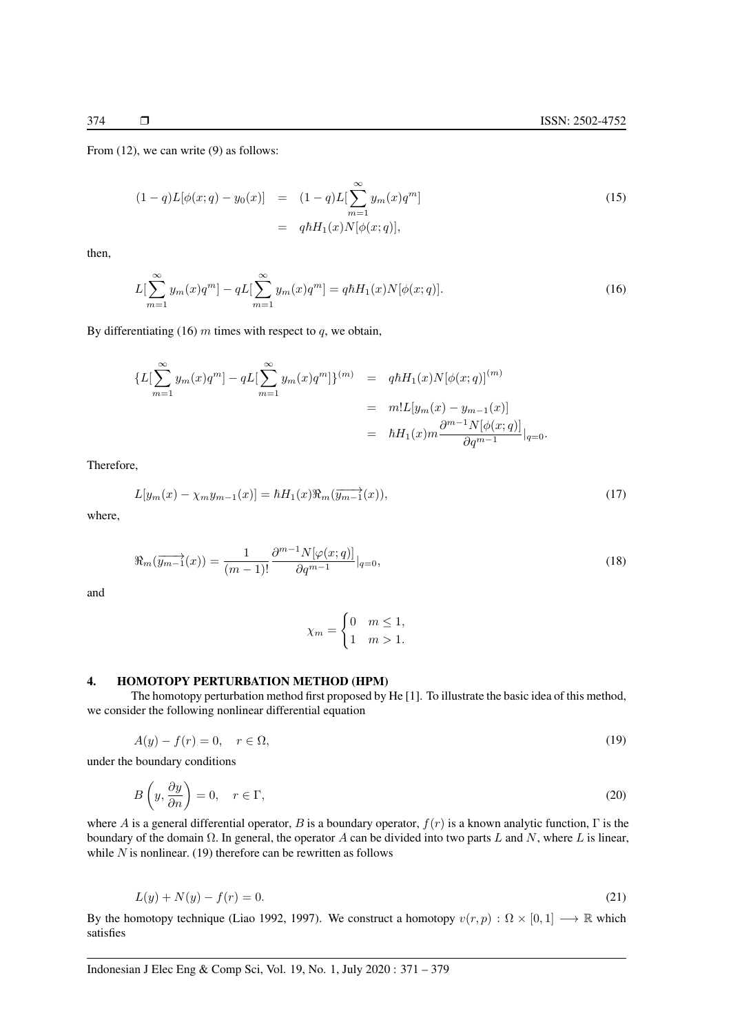From (12), we can write (9) as follows:

$$
\begin{aligned}
(1-q)L[\phi(x;q) - y_0(x)] &= (1-q)L[\sum_{m=1}^{\infty} y_m(x)q^m] \\
&= q\hbar H_1(x)N[\phi(x;q)],
\end{aligned}
\tag{15}
$$

then,

$$
L[\sum_{m=1}^{\infty} y_m(x)q^m] - qL[\sum_{m=1}^{\infty} y_m(x)q^m] = q\hbar H_1(x)N[\phi(x;q)]. \tag{16}
$$

By differentiating (16) $m$ times with respect to $q$, we obtain,

$$
\begin{aligned}
\{L[\sum_{m=1}^{\infty} y_m(x)q^m] - qL[\sum_{m=1}^{\infty} y_m(x)q^m]\}^{(m)} &= q\hbar H_1(x)N[\phi(x;q)]^{(m)} \\
&= m!L[y_m(x) - y_{m-1}(x)] \\
&= \hbar H_1(x)m\frac{\partial^{m-1}N[\phi(x;q)]}{\partial q^{m-1}}|_{q=0}.
\end{aligned}
$$

Therefore,

$$
L[y_m(x) - \chi_m y_{m-1}(x)] = \hbar H_1(x)\Re_m(\overrightarrow{y_{m-1}}(x)), \tag{17}
$$

where,

$$
\Re_m(\overrightarrow{y_{m-1}}(x)) = \frac{1}{(m-1)!}\frac{\partial^{m-1}N[\varphi(x;q)]}{\partial q^{m-1}}|_{q=0}, \tag{18}
$$

and

$$
\chi_m = \begin{cases} 0 & m \leq 1, \\ 1 & m > 1. \end{cases}
$$

## 4. HOMOTOPY PERTURBATION METHOD (HPM)

The homotopy perturbation method first proposed by He [1]. To illustrate the basic idea of this method, we consider the following nonlinear differential equation

$$
A(y) - f(r) = 0, \quad r \in \Omega, \tag{19}
$$

under the boundary conditions

$$
B\left(y, \frac{\partial y}{\partial n}\right) = 0, \quad r \in \Gamma, \tag{20}
$$

where $A$ is a general differential operator, $B$ is a boundary operator, $f(r)$ is a known analytic function, $\Gamma$ is the boundary of the domain $\Omega$. In general, the operator $A$ can be divided into two parts $L$ and $N$, where $L$ is linear, while $N$ is nonlinear. (19) therefore can be rewritten as follows

$$
L(y) + N(y) - f(r) = 0. \tag{21}
$$

By the homotopy technique (Liao 1992, 1997). We construct a homotopy $v(r,p) : \Omega \times [0,1] \longrightarrow \mathbb{R}$ which satisfies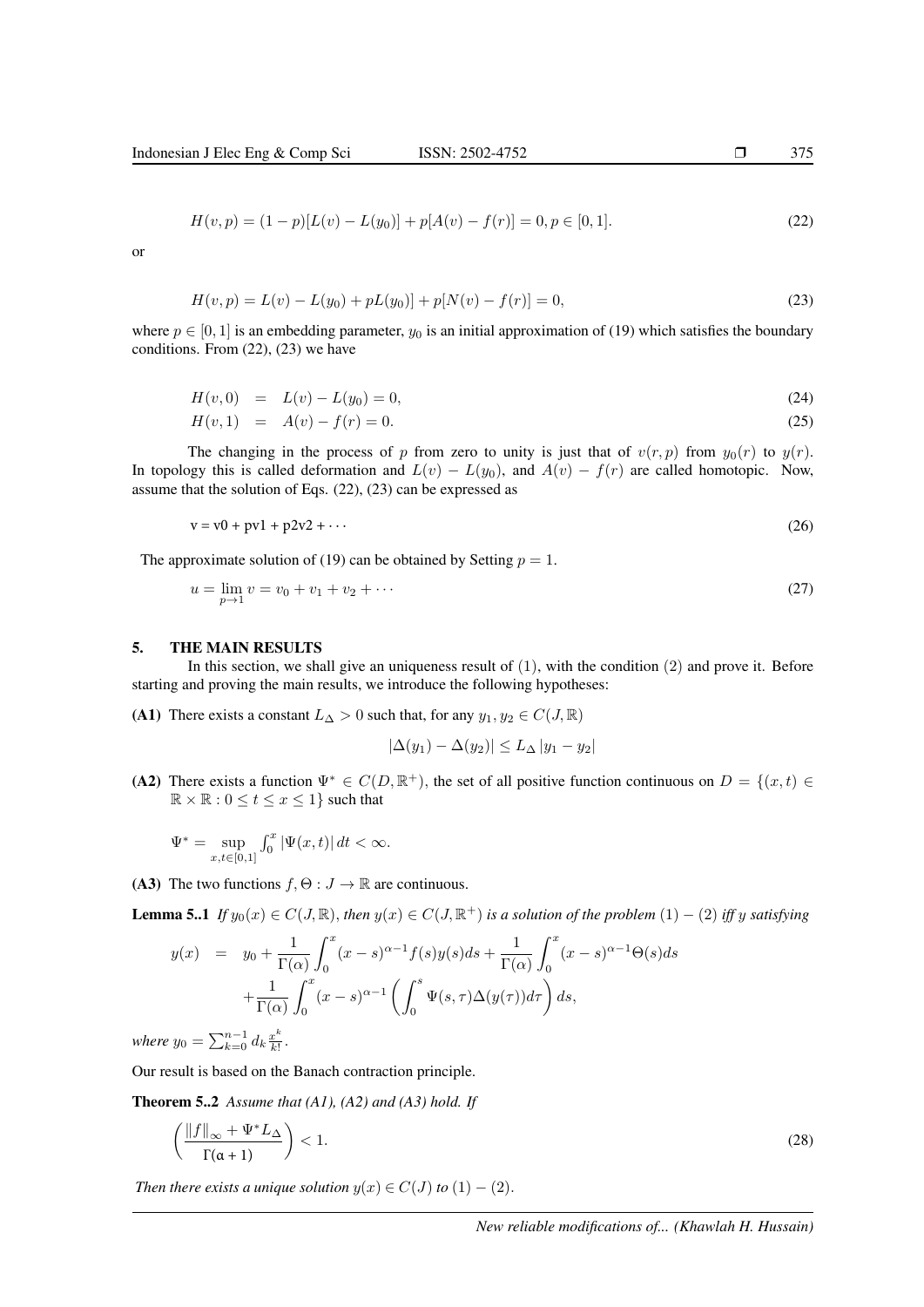$$H(v,p) = (1-p)[L(v) - L(y_0)] + p[A(v) - f(r)] = 0, p \in [0,1]. \tag{22}$$

or

$$H(v,p) = L(v) - L(y_0) + pL(y_0)] + p[N(v) - f(r)] = 0, \tag{23}$$

where $p \in [0,1]$ is an embedding parameter, $y_0$ is an initial approximation of (19) which satisfies the boundary conditions. From (22), (23) we have

$$H(v,0) = L(v) - L(y_0) = 0, \tag{24}$$

$$H(v,1) = A(v) - f(r) = 0. \tag{25}$$

The changing in the process of $p$ from zero to unity is just that of $v(r,p)$ from $y_0(r)$ to $y(r)$. In topology this is called deformation and $L(v) - L(y_0)$, and $A(v) - f(r)$ are called homotopic. Now, assume that the solution of Eqs. (22), (23) can be expressed as

$$v = v0 + pv1 + p2v2 + \cdots \tag{26}$$

The approximate solution of (19) can be obtained by Setting $p = 1$.

$$u = \lim_{p \to 1} v = v_0 + v_1 + v_2 + \cdots \tag{27}$$

## 5. THE MAIN RESULTS

In this section, we shall give an uniqueness result of $(1)$, with the condition $(2)$ and prove it. Before starting and proving the main results, we introduce the following hypotheses:

**(A1)** There exists a constant $L_\Delta > 0$ such that, for any $y_1, y_2 \in C(J,\mathbb{R})$

$$|\Delta(y_1) - \Delta(y_2)| \leq L_\Delta |y_1 - y_2|$$

**(A2)** There exists a function $\Psi^* \in C(D,\mathbb{R}^+)$, the set of all positive function continuous on $D = \{(x,t) \in \mathbb{R}\times\mathbb{R} : 0 \leq t \leq x \leq 1\}$ such that

$$\Psi^* = \sup_{x,t\in[0,1]} \int_0^x |\Psi(x,t)|\, dt < \infty.$$

**(A3)** The two functions $f, \Theta : J \to \mathbb{R}$ are continuous.

**Lemma 5..1** *If $y_0(x) \in C(J,\mathbb{R})$, then $y(x) \in C(J,\mathbb{R}^+)$ is a solution of the problem $(1)-(2)$ iff $y$ satisfying*

$$\begin{aligned} y(x) &= y_0 + \frac{1}{\Gamma(\alpha)}\int_0^x (x-s)^{\alpha-1} f(s)y(s)ds + \frac{1}{\Gamma(\alpha)}\int_0^x (x-s)^{\alpha-1}\Theta(s)ds \\ &\quad + \frac{1}{\Gamma(\alpha)}\int_0^x (x-s)^{\alpha-1}\left(\int_0^s \Psi(s,\tau)\Delta(y(\tau))d\tau\right)ds, \end{aligned}$$

*where $y_0 = \sum_{k=0}^{n-1} d_k \frac{x^k}{k!}$.*

Our result is based on the Banach contraction principle.

**Theorem 5..2** *Assume that (A1), (A2) and (A3) hold. If*

$$\left(\frac{\|f\|_\infty + \Psi^* L_\Delta}{\Gamma(\alpha+1)}\right) < 1. \tag{28}$$

*Then there exists a unique solution $y(x) \in C(J)$ to $(1)-(2)$.*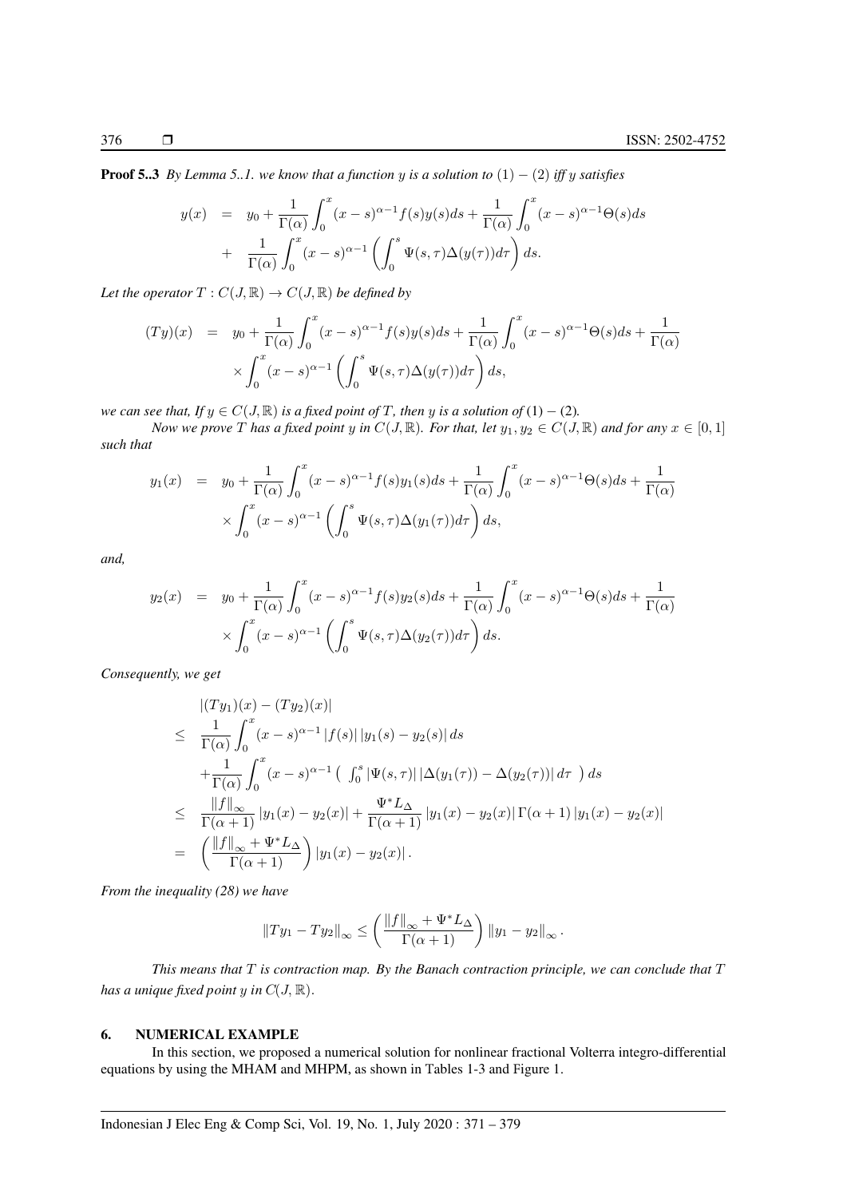**Proof 5..3** *By Lemma 5..1. we know that a function $y$ is a solution to $(1)-(2)$ iff $y$ satisfies*

$$
\begin{aligned}
y(x) &= y_0 + \frac{1}{\Gamma(\alpha)} \int_0^x (x-s)^{\alpha-1} f(s) y(s) ds + \frac{1}{\Gamma(\alpha)} \int_0^x (x-s)^{\alpha-1} \Theta(s) ds \\
&+ \frac{1}{\Gamma(\alpha)} \int_0^x (x-s)^{\alpha-1} \left( \int_0^s \Psi(s,\tau) \Delta(y(\tau)) d\tau \right) ds.
\end{aligned}
$$

*Let the operator $T : C(J, \mathbb{R}) \to C(J, \mathbb{R})$ be defined by*

$$
\begin{aligned}
(Ty)(x) &= y_0 + \frac{1}{\Gamma(\alpha)} \int_0^x (x-s)^{\alpha-1} f(s) y(s) ds + \frac{1}{\Gamma(\alpha)} \int_0^x (x-s)^{\alpha-1} \Theta(s) ds + \frac{1}{\Gamma(\alpha)} \\
&\times \int_0^x (x-s)^{\alpha-1} \left( \int_0^s \Psi(s,\tau) \Delta(y(\tau)) d\tau \right) ds,
\end{aligned}
$$

*we can see that, If $y \in C(J, \mathbb{R})$ is a fixed point of $T$, then $y$ is a solution of $(1)-(2)$.*

*Now we prove $T$ has a fixed point $y$ in $C(J, \mathbb{R})$. For that, let $y_1, y_2 \in C(J, \mathbb{R})$ and for any $x \in [0,1]$ such that*

$$
\begin{aligned}
y_1(x) &= y_0 + \frac{1}{\Gamma(\alpha)} \int_0^x (x-s)^{\alpha-1} f(s) y_1(s) ds + \frac{1}{\Gamma(\alpha)} \int_0^x (x-s)^{\alpha-1} \Theta(s) ds + \frac{1}{\Gamma(\alpha)} \\
&\times \int_0^x (x-s)^{\alpha-1} \left( \int_0^s \Psi(s,\tau) \Delta(y_1(\tau)) d\tau \right) ds,
\end{aligned}
$$

*and,*

$$
\begin{aligned}
y_2(x) &= y_0 + \frac{1}{\Gamma(\alpha)} \int_0^x (x-s)^{\alpha-1} f(s) y_2(s) ds + \frac{1}{\Gamma(\alpha)} \int_0^x (x-s)^{\alpha-1} \Theta(s) ds + \frac{1}{\Gamma(\alpha)} \\
&\times \int_0^x (x-s)^{\alpha-1} \left( \int_0^s \Psi(s,\tau) \Delta(y_2(\tau)) d\tau \right) ds.
\end{aligned}
$$

*Consequently, we get*

$$
\begin{aligned}
&|(Ty_1)(x) - (Ty_2)(x)| \\
\leq\ & \frac{1}{\Gamma(\alpha)} \int_0^x (x-s)^{\alpha-1} |f(s)| \, |y_1(s) - y_2(s)| \, ds \\
&+ \frac{1}{\Gamma(\alpha)} \int_0^x (x-s)^{\alpha-1} \left( \int_0^s |\Psi(s,\tau)| \, |\Delta(y_1(\tau)) - \Delta(y_2(\tau))| \, d\tau \right) ds \\
\leq\ & \frac{\|f\|_\infty}{\Gamma(\alpha+1)} |y_1(x) - y_2(x)| + \frac{\Psi^* L_\Delta}{\Gamma(\alpha+1)} |y_1(x) - y_2(x)| \, \Gamma(\alpha+1) \, |y_1(x) - y_2(x)| \\
=\ & \left( \frac{\|f\|_\infty + \Psi^* L_\Delta}{\Gamma(\alpha+1)} \right) |y_1(x) - y_2(x)| .
\end{aligned}
$$

*From the inequality (28) we have*

$$
\|Ty_1 - Ty_2\|_\infty \leq \left( \frac{\|f\|_\infty + \Psi^* L_\Delta}{\Gamma(\alpha+1)} \right) \|y_1 - y_2\|_\infty .
$$

*This means that $T$ is contraction map. By the Banach contraction principle, we can conclude that $T$ has a unique fixed point $y$ in $C(J, \mathbb{R})$.*

## 6. NUMERICAL EXAMPLE

In this section, we proposed a numerical solution for nonlinear fractional Volterra integro-differential equations by using the MHAM and MHPM, as shown in Tables 1-3 and Figure 1.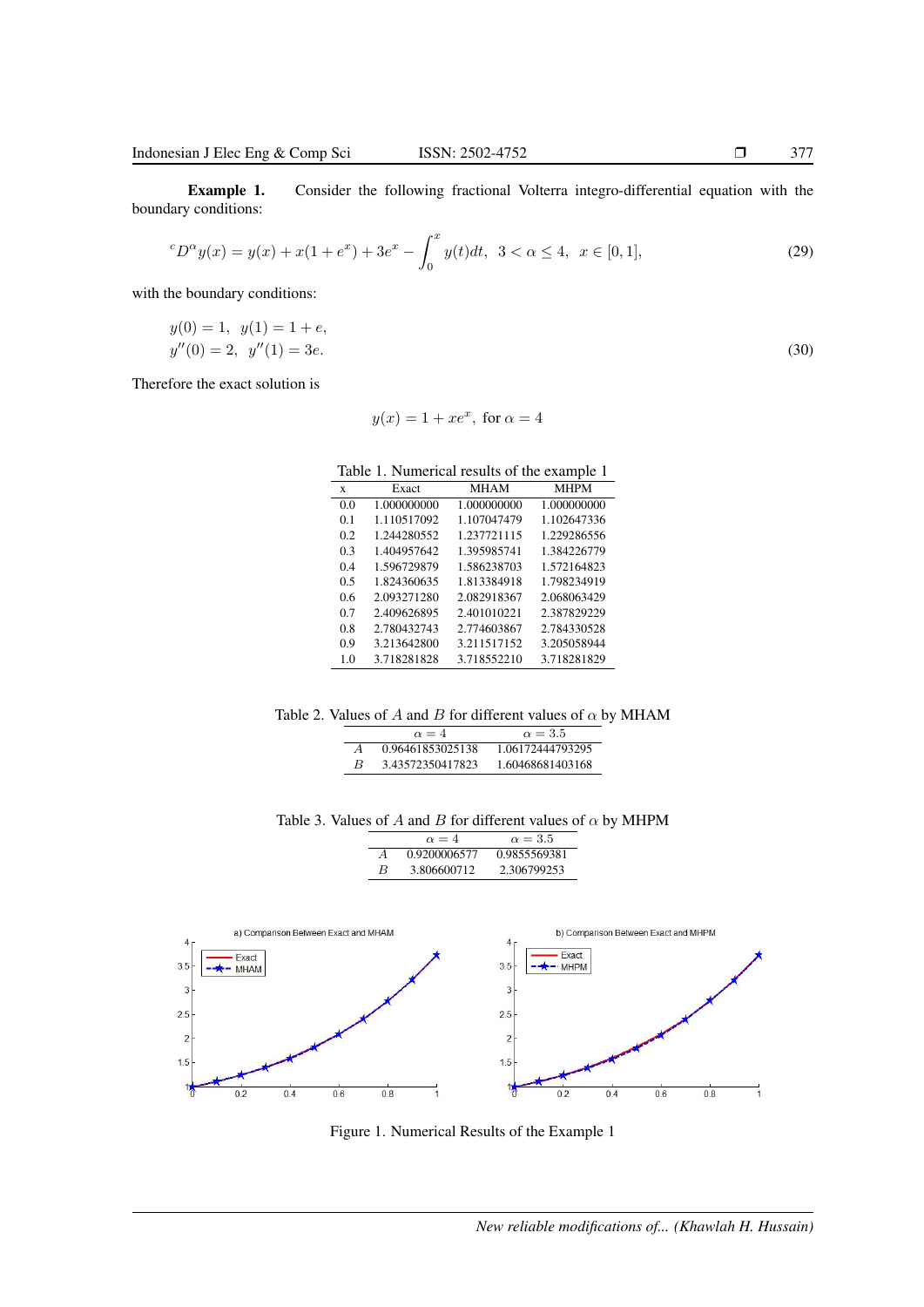**Example 1.** Consider the following fractional Volterra integro-differential equation with the boundary conditions:

$$^{c}D^{\alpha}y(x) = y(x) + x(1 + e^{x}) + 3e^{x} - \int_{0}^{x} y(t)dt, \ \ 3 < \alpha \leq 4, \ \ x \in [0, 1], \tag{29}$$

with the boundary conditions:

$$\begin{aligned} &y(0) = 1, \ \ y(1) = 1 + e, \\ &y''(0) = 2, \ \ y''(1) = 3e. \end{aligned} \tag{30}$$

Therefore the exact solution is

$$y(x) = 1 + xe^{x}, \text{ for } \alpha = 4$$

Table 1. Numerical results of the example 1

| x | Exact | MHAM | MHPM |
|---|---|---|---|
| 0.0 | 1.000000000 | 1.000000000 | 1.000000000 |
| 0.1 | 1.110517092 | 1.107047479 | 1.102647336 |
| 0.2 | 1.244280552 | 1.237721115 | 1.229286556 |
| 0.3 | 1.404957642 | 1.395985741 | 1.384226779 |
| 0.4 | 1.596729879 | 1.586238703 | 1.572164823 |
| 0.5 | 1.824360635 | 1.813384918 | 1.798234919 |
| 0.6 | 2.093271280 | 2.082918367 | 2.068063429 |
| 0.7 | 2.409626895 | 2.401010221 | 2.387829229 |
| 0.8 | 2.780432743 | 2.774603867 | 2.784330528 |
| 0.9 | 3.213642800 | 3.211517152 | 3.205058944 |
| 1.0 | 3.718281828 | 3.718552210 | 3.718281829 |

Table 2. Values of $A$ and $B$ for different values of $\alpha$ by MHAM

| | $\alpha = 4$ | $\alpha = 3.5$ |
|---|---|---|
| $A$ | 0.96461853025138 | 1.06172444793295 |
| $B$ | 3.43572350417823 | 1.60468681403168 |

Table 3. Values of $A$ and $B$ for different values of $\alpha$ by MHPM

| | $\alpha = 4$ | $\alpha = 3.5$ |
|---|---|---|
| $A$ | 0.9200006577 | 0.9855569381 |
| $B$ | 3.806600712 | 2.306799253 |

Figure 1. Numerical Results of the Example 1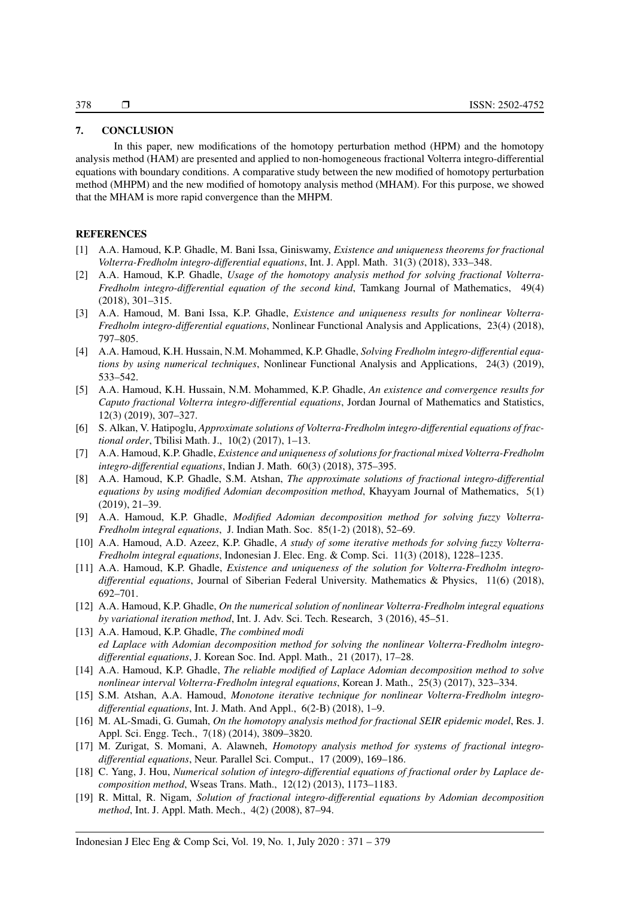## 7. CONCLUSION

In this paper, new modifications of the homotopy perturbation method (HPM) and the homotopy analysis method (HAM) are presented and applied to non-homogeneous fractional Volterra integro-differential equations with boundary conditions. A comparative study between the new modified of homotopy perturbation method (MHPM) and the new modified of homotopy analysis method (MHAM). For this purpose, we showed that the MHAM is more rapid convergence than the MHPM.

## REFERENCES

[1] A.A. Hamoud, K.P. Ghadle, M. Bani Issa, Giniswamy, *Existence and uniqueness theorems for fractional Volterra-Fredholm integro-differential equations*, Int. J. Appl. Math. 31(3) (2018), 333–348.

[2] A.A. Hamoud, K.P. Ghadle, *Usage of the homotopy analysis method for solving fractional Volterra-Fredholm integro-differential equation of the second kind*, Tamkang Journal of Mathematics, 49(4) (2018), 301–315.

[3] A.A. Hamoud, M. Bani Issa, K.P. Ghadle, *Existence and uniqueness results for nonlinear Volterra-Fredholm integro-differential equations*, Nonlinear Functional Analysis and Applications, 23(4) (2018), 797–805.

[4] A.A. Hamoud, K.H. Hussain, N.M. Mohammed, K.P. Ghadle, *Solving Fredholm integro-differential equations by using numerical techniques*, Nonlinear Functional Analysis and Applications, 24(3) (2019), 533–542.

[5] A.A. Hamoud, K.H. Hussain, N.M. Mohammed, K.P. Ghadle, *An existence and convergence results for Caputo fractional Volterra integro-differential equations*, Jordan Journal of Mathematics and Statistics, 12(3) (2019), 307–327.

[6] S. Alkan, V. Hatipoglu, *Approximate solutions of Volterra-Fredholm integro-differential equations of fractional order*, Tbilisi Math. J., 10(2) (2017), 1–13.

[7] A.A. Hamoud, K.P. Ghadle, *Existence and uniqueness of solutions for fractional mixed Volterra-Fredholm integro-differential equations*, Indian J. Math. 60(3) (2018), 375–395.

[8] A.A. Hamoud, K.P. Ghadle, S.M. Atshan, *The approximate solutions of fractional integro-differential equations by using modified Adomian decomposition method*, Khayyam Journal of Mathematics, 5(1) (2019), 21–39.

[9] A.A. Hamoud, K.P. Ghadle, *Modified Adomian decomposition method for solving fuzzy Volterra-Fredholm integral equations*, J. Indian Math. Soc. 85(1-2) (2018), 52–69.

[10] A.A. Hamoud, A.D. Azeez, K.P. Ghadle, *A study of some iterative methods for solving fuzzy Volterra-Fredholm integral equations*, Indonesian J. Elec. Eng. & Comp. Sci. 11(3) (2018), 1228–1235.

[11] A.A. Hamoud, K.P. Ghadle, *Existence and uniqueness of the solution for Volterra-Fredholm integro-differential equations*, Journal of Siberian Federal University. Mathematics & Physics, 11(6) (2018), 692–701.

[12] A.A. Hamoud, K.P. Ghadle, *On the numerical solution of nonlinear Volterra-Fredholm integral equations by variational iteration method*, Int. J. Adv. Sci. Tech. Research, 3 (2016), 45–51.

[13] A.A. Hamoud, K.P. Ghadle, *The combined modi ed Laplace with Adomian decomposition method for solving the nonlinear Volterra-Fredholm integro-differential equations*, J. Korean Soc. Ind. Appl. Math., 21 (2017), 17–28.

[14] A.A. Hamoud, K.P. Ghadle, *The reliable modified of Laplace Adomian decomposition method to solve nonlinear interval Volterra-Fredholm integral equations*, Korean J. Math., 25(3) (2017), 323–334.

[15] S.M. Atshan, A.A. Hamoud, *Monotone iterative technique for nonlinear Volterra-Fredholm integro-differential equations*, Int. J. Math. And Appl., 6(2-B) (2018), 1–9.

[16] M. AL-Smadi, G. Gumah, *On the homotopy analysis method for fractional SEIR epidemic model*, Res. J. Appl. Sci. Engg. Tech., 7(18) (2014), 3809–3820.

[17] M. Zurigat, S. Momani, A. Alawneh, *Homotopy analysis method for systems of fractional integro-differential equations*, Neur. Parallel Sci. Comput., 17 (2009), 169–186.

[18] C. Yang, J. Hou, *Numerical solution of integro-differential equations of fractional order by Laplace decomposition method*, Wseas Trans. Math., 12(12) (2013), 1173–1183.

[19] R. Mittal, R. Nigam, *Solution of fractional integro-differential equations by Adomian decomposition method*, Int. J. Appl. Math. Mech., 4(2) (2008), 87–94.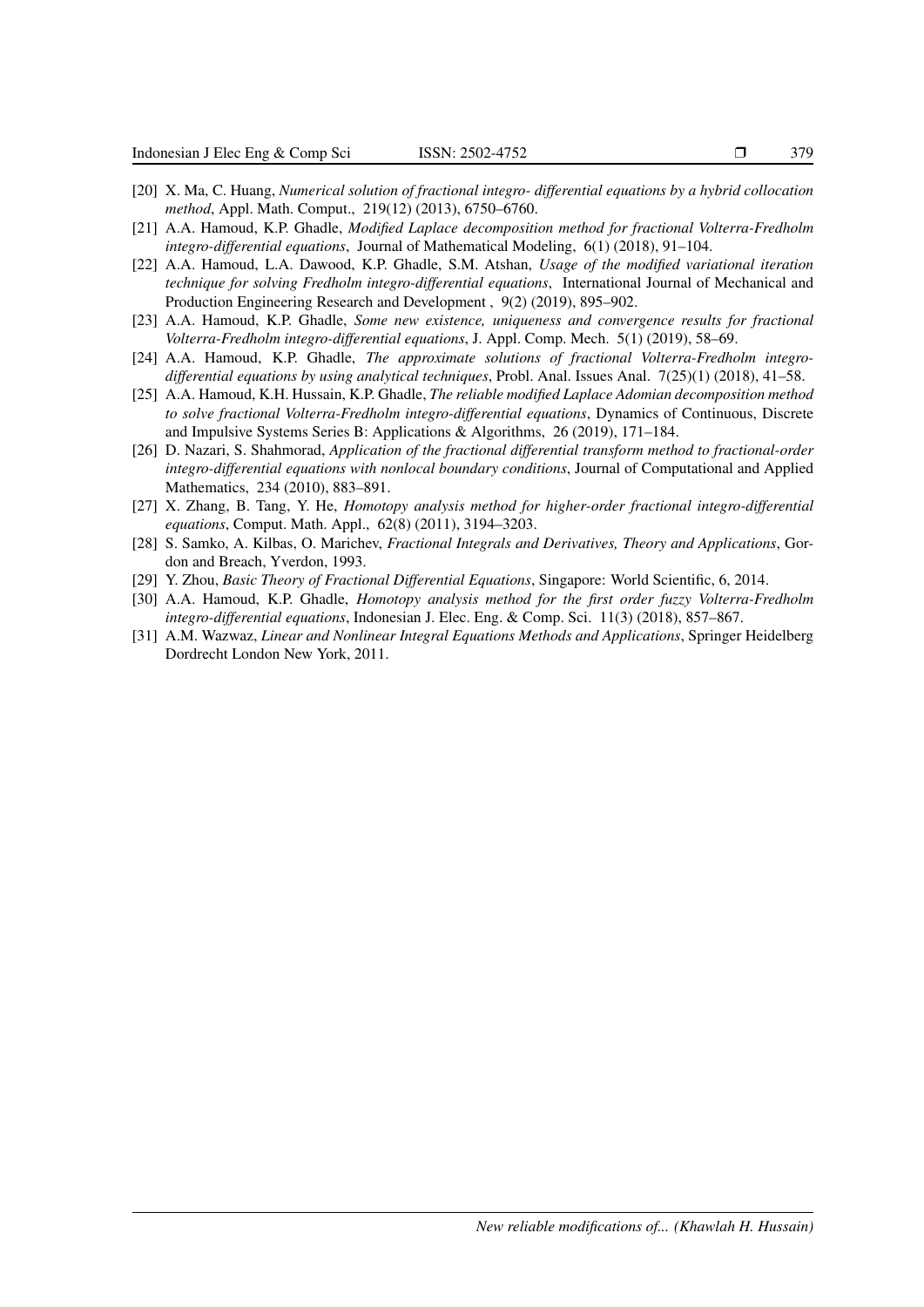[20] X. Ma, C. Huang, *Numerical solution of fractional integro- differential equations by a hybrid collocation method*, Appl. Math. Comput., 219(12) (2013), 6750–6760.

[21] A.A. Hamoud, K.P. Ghadle, *Modified Laplace decomposition method for fractional Volterra-Fredholm integro-differential equations*, Journal of Mathematical Modeling, 6(1) (2018), 91–104.

[22] A.A. Hamoud, L.A. Dawood, K.P. Ghadle, S.M. Atshan, *Usage of the modified variational iteration technique for solving Fredholm integro-differential equations*, International Journal of Mechanical and Production Engineering Research and Development , 9(2) (2019), 895–902.

[23] A.A. Hamoud, K.P. Ghadle, *Some new existence, uniqueness and convergence results for fractional Volterra-Fredholm integro-differential equations*, J. Appl. Comp. Mech. 5(1) (2019), 58–69.

[24] A.A. Hamoud, K.P. Ghadle, *The approximate solutions of fractional Volterra-Fredholm integro-differential equations by using analytical techniques*, Probl. Anal. Issues Anal. 7(25)(1) (2018), 41–58.

[25] A.A. Hamoud, K.H. Hussain, K.P. Ghadle, *The reliable modified Laplace Adomian decomposition method to solve fractional Volterra-Fredholm integro-differential equations*, Dynamics of Continuous, Discrete and Impulsive Systems Series B: Applications & Algorithms, 26 (2019), 171–184.

[26] D. Nazari, S. Shahmorad, *Application of the fractional differential transform method to fractional-order integro-differential equations with nonlocal boundary conditions*, Journal of Computational and Applied Mathematics, 234 (2010), 883–891.

[27] X. Zhang, B. Tang, Y. He, *Homotopy analysis method for higher-order fractional integro-differential equations*, Comput. Math. Appl., 62(8) (2011), 3194–3203.

[28] S. Samko, A. Kilbas, O. Marichev, *Fractional Integrals and Derivatives, Theory and Applications*, Gordon and Breach, Yverdon, 1993.

[29] Y. Zhou, *Basic Theory of Fractional Differential Equations*, Singapore: World Scientific, 6, 2014.

[30] A.A. Hamoud, K.P. Ghadle, *Homotopy analysis method for the first order fuzzy Volterra-Fredholm integro-differential equations*, Indonesian J. Elec. Eng. & Comp. Sci. 11(3) (2018), 857–867.

[31] A.M. Wazwaz, *Linear and Nonlinear Integral Equations Methods and Applications*, Springer Heidelberg Dordrecht London New York, 2011.